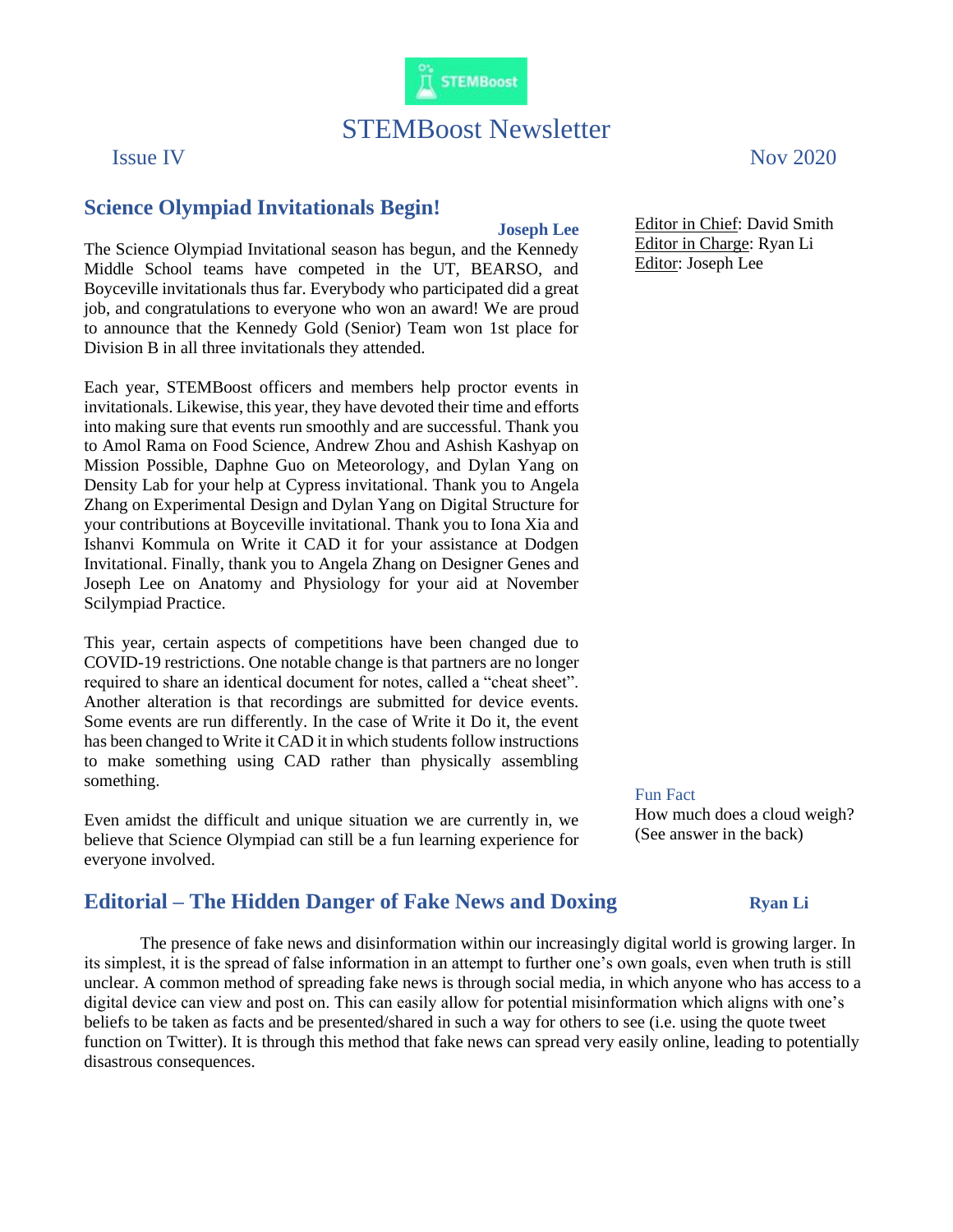# STEMBoost Newsletter

Issue IV — Nov 2020

Editor in Chief: David Smith
Editor in Charge: Ryan Li
Editor: Joseph Lee

## Science Olympiad Invitationals Begin!

**Joseph Lee**

The Science Olympiad Invitational season has begun, and the Kennedy Middle School teams have competed in the UT, BEARSO, and Boyceville invitationals thus far. Everybody who participated did a great job, and congratulations to everyone who won an award! We are proud to announce that the Kennedy Gold (Senior) Team won 1st place for Division B in all three invitationals they attended.

Each year, STEMBoost officers and members help proctor events in invitationals. Likewise, this year, they have devoted their time and efforts into making sure that events run smoothly and are successful. Thank you to Amol Rama on Food Science, Andrew Zhou and Ashish Kashyap on Mission Possible, Daphne Guo on Meteorology, and Dylan Yang on Density Lab for your help at Cypress invitational. Thank you to Angela Zhang on Experimental Design and Dylan Yang on Digital Structure for your contributions at Boyceville invitational. Thank you to Iona Xia and Ishanvi Kommula on Write it CAD it for your assistance at Dodgen Invitational. Finally, thank you to Angela Zhang on Designer Genes and Joseph Lee on Anatomy and Physiology for your aid at November Scilympiad Practice.

This year, certain aspects of competitions have been changed due to COVID-19 restrictions. One notable change is that partners are no longer required to share an identical document for notes, called a "cheat sheet". Another alteration is that recordings are submitted for device events. Some events are run differently. In the case of Write it Do it, the event has been changed to Write it CAD it in which students follow instructions to make something using CAD rather than physically assembling something.

Even amidst the difficult and unique situation we are currently in, we believe that Science Olympiad can still be a fun learning experience for everyone involved.

**Fun Fact**
How much does a cloud weigh?
(See answer in the back)

## Editorial – The Hidden Danger of Fake News and Doxing

**Ryan Li**

The presence of fake news and disinformation within our increasingly digital world is growing larger. In its simplest, it is the spread of false information in an attempt to further one's own goals, even when truth is still unclear. A common method of spreading fake news is through social media, in which anyone who has access to a digital device can view and post on. This can easily allow for potential misinformation which aligns with one's beliefs to be taken as facts and be presented/shared in such a way for others to see (i.e. using the quote tweet function on Twitter). It is through this method that fake news can spread very easily online, leading to potentially disastrous consequences.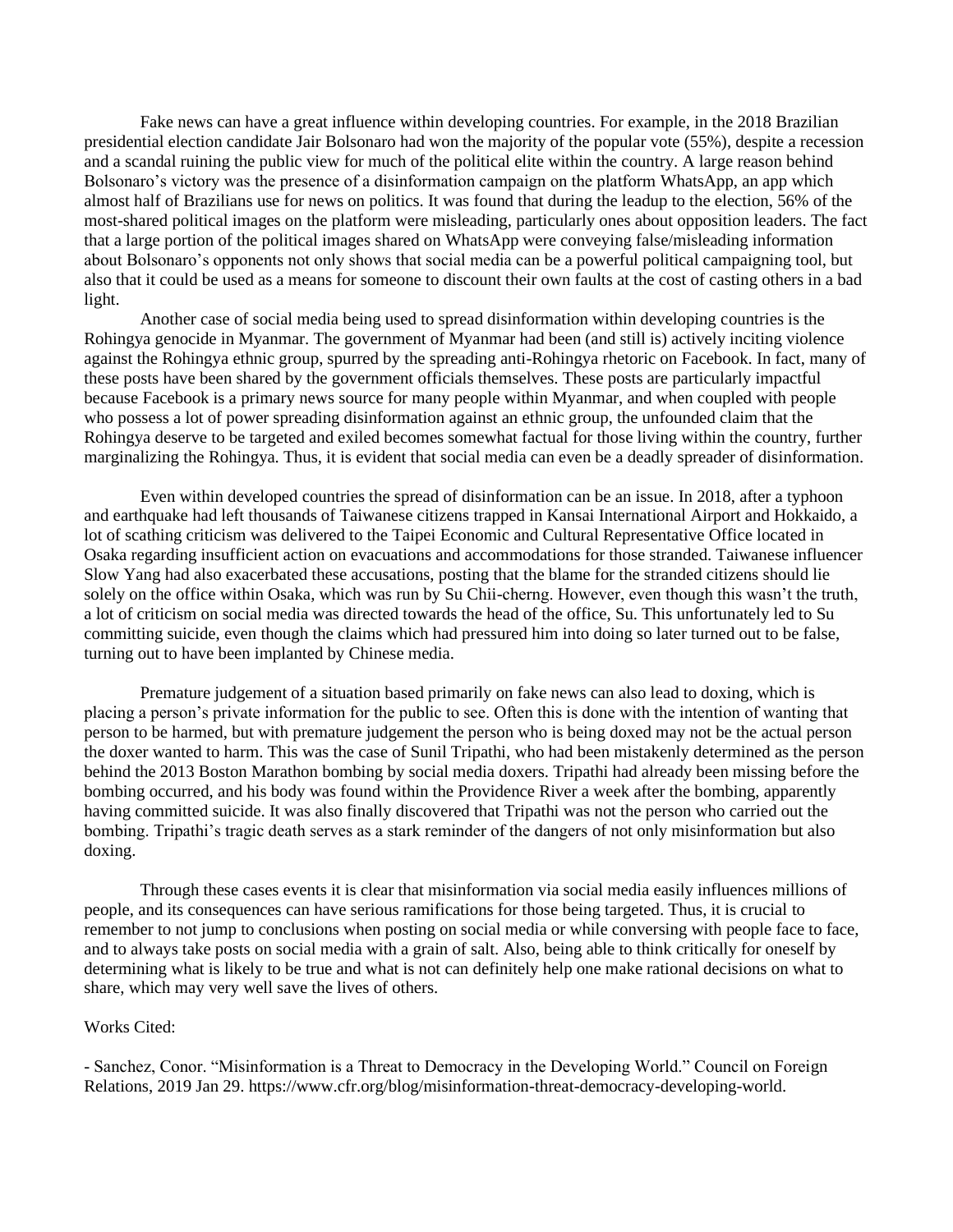Fake news can have a great influence within developing countries. For example, in the 2018 Brazilian presidential election candidate Jair Bolsonaro had won the majority of the popular vote (55%), despite a recession and a scandal ruining the public view for much of the political elite within the country. A large reason behind Bolsonaro's victory was the presence of a disinformation campaign on the platform WhatsApp, an app which almost half of Brazilians use for news on politics. It was found that during the leadup to the election, 56% of the most-shared political images on the platform were misleading, particularly ones about opposition leaders. The fact that a large portion of the political images shared on WhatsApp were conveying false/misleading information about Bolsonaro's opponents not only shows that social media can be a powerful political campaigning tool, but also that it could be used as a means for someone to discount their own faults at the cost of casting others in a bad light.

Another case of social media being used to spread disinformation within developing countries is the Rohingya genocide in Myanmar. The government of Myanmar had been (and still is) actively inciting violence against the Rohingya ethnic group, spurred by the spreading anti-Rohingya rhetoric on Facebook. In fact, many of these posts have been shared by the government officials themselves. These posts are particularly impactful because Facebook is a primary news source for many people within Myanmar, and when coupled with people who possess a lot of power spreading disinformation against an ethnic group, the unfounded claim that the Rohingya deserve to be targeted and exiled becomes somewhat factual for those living within the country, further marginalizing the Rohingya. Thus, it is evident that social media can even be a deadly spreader of disinformation.

Even within developed countries the spread of disinformation can be an issue. In 2018, after a typhoon and earthquake had left thousands of Taiwanese citizens trapped in Kansai International Airport and Hokkaido, a lot of scathing criticism was delivered to the Taipei Economic and Cultural Representative Office located in Osaka regarding insufficient action on evacuations and accommodations for those stranded. Taiwanese influencer Slow Yang had also exacerbated these accusations, posting that the blame for the stranded citizens should lie solely on the office within Osaka, which was run by Su Chii-cherng. However, even though this wasn't the truth, a lot of criticism on social media was directed towards the head of the office, Su. This unfortunately led to Su committing suicide, even though the claims which had pressured him into doing so later turned out to be false, turning out to have been implanted by Chinese media.

Premature judgement of a situation based primarily on fake news can also lead to doxing, which is placing a person's private information for the public to see. Often this is done with the intention of wanting that person to be harmed, but with premature judgement the person who is being doxed may not be the actual person the doxer wanted to harm. This was the case of Sunil Tripathi, who had been mistakenly determined as the person behind the 2013 Boston Marathon bombing by social media doxers. Tripathi had already been missing before the bombing occurred, and his body was found within the Providence River a week after the bombing, apparently having committed suicide. It was also finally discovered that Tripathi was not the person who carried out the bombing. Tripathi's tragic death serves as a stark reminder of the dangers of not only misinformation but also doxing.

Through these cases events it is clear that misinformation via social media easily influences millions of people, and its consequences can have serious ramifications for those being targeted. Thus, it is crucial to remember to not jump to conclusions when posting on social media or while conversing with people face to face, and to always take posts on social media with a grain of salt. Also, being able to think critically for oneself by determining what is likely to be true and what is not can definitely help one make rational decisions on what to share, which may very well save the lives of others.

Works Cited:

- Sanchez, Conor. "Misinformation is a Threat to Democracy in the Developing World." Council on Foreign Relations, 2019 Jan 29. https://www.cfr.org/blog/misinformation-threat-democracy-developing-world.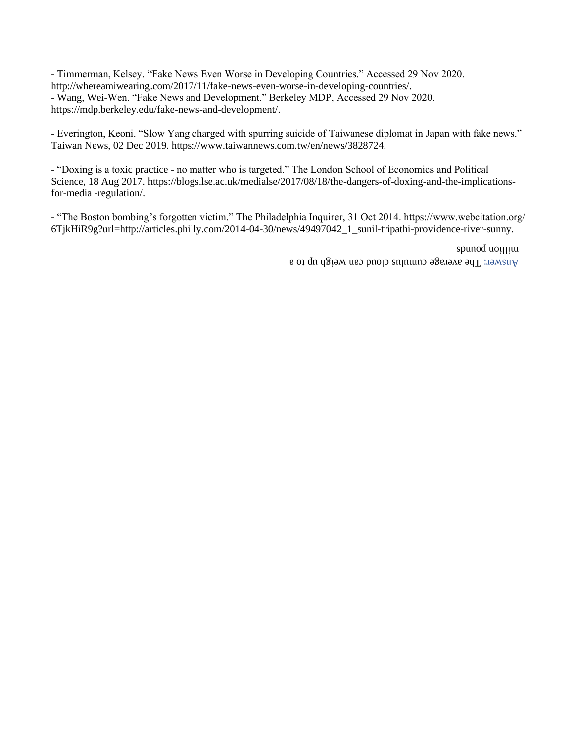- Timmerman, Kelsey. "Fake News Even Worse in Developing Countries." Accessed 29 Nov 2020. http://whereamiwearing.com/2017/11/fake-news-even-worse-in-developing-countries/.
- Wang, Wei-Wen. "Fake News and Development." Berkeley MDP, Accessed 29 Nov 2020. https://mdp.berkeley.edu/fake-news-and-development/.

- Everington, Keoni. "Slow Yang charged with spurring suicide of Taiwanese diplomat in Japan with fake news." Taiwan News, 02 Dec 2019. https://www.taiwannews.com.tw/en/news/3828724.

- "Doxing is a toxic practice - no matter who is targeted." The London School of Economics and Political Science, 18 Aug 2017. https://blogs.lse.ac.uk/medialse/2017/08/18/the-dangers-of-doxing-and-the-implications-for-media -regulation/.

- "The Boston bombing's forgotten victim." The Philadelphia Inquirer, 31 Oct 2014. https://www.webcitation.org/6TjkHiR9g?url=http://articles.philly.com/2014-04-30/news/49497042_1_sunil-tripathi-providence-river-sunny.

Answer: The average cumulus cloud can weigh up to a million pounds